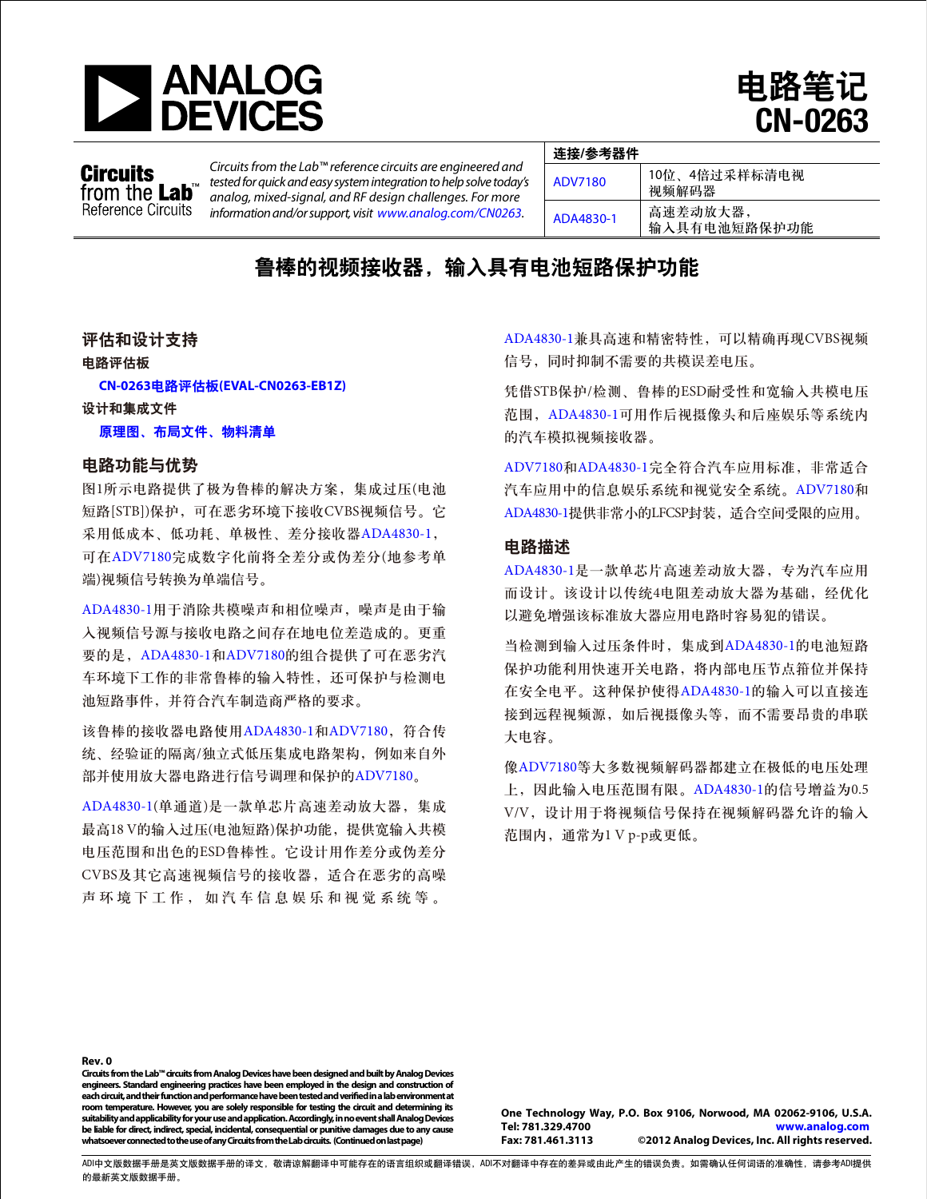# 电路笔记 CN-0263

**Circuits from the Lab™ Reference Circuits**

*Circuits from the Lab™ reference circuits are engineered and tested for quick and easy system integration to help solve today's analog, mixed-signal, and RF design challenges. For more information and/or support, visit www.analog.com/CN0263.*

| 连接/参考器件 | |
| --- | --- |
| ADV7180 | 10位、4倍过采样标清电视视频解码器 |
| ADA4830-1 | 高速差动放大器，输入具有电池短路保护功能 |

## 鲁棒的视频接收器，输入具有电池短路保护功能

### 评估和设计支持

**电路评估板**

**CN-0263电路评估板(EVAL-CN0263-EB1Z)**

**设计和集成文件**

**原理图、布局文件、物料清单**

### 电路功能与优势

图1所示电路提供了极为鲁棒的解决方案，集成过压(电池短路[STB])保护，可在恶劣环境下接收CVBS视频信号。它采用低成本、低功耗、单极性、差分接收器ADA4830-1，可在ADV7180完成数字化前将全差分或伪差分(地参考单端)视频信号转换为单端信号。

ADA4830-1用于消除共模噪声和相位噪声，噪声是由于输入视频信号源与接收电路之间存在地电位差造成的。更重要的是，ADA4830-1和ADV7180的组合提供了可在恶劣汽车环境下工作的非常鲁棒的输入特性，还可保护与检测电池短路事件，并符合汽车制造商严格的要求。

该鲁棒的接收器电路使用ADA4830-1和ADV7180，符合传统、经验证的隔离/独立式低压集成电路架构，例如来自外部并使用放大器电路进行信号调理和保护的ADV7180。

ADA4830-1(单通道)是一款单芯片高速差动放大器，集成最高18 V的输入过压(电池短路)保护功能，提供宽输入共模电压范围和出色的ESD鲁棒性。它设计用作差分或伪差分CVBS及其它高速视频信号的接收器，适合在恶劣的高噪声环境下工作，如汽车信息娱乐和视觉系统等。

ADA4830-1兼具高速和精密特性，可以精确再现CVBS视频信号，同时抑制不需要的共模误差电压。

凭借STB保护/检测、鲁棒的ESD耐受性和宽输入共模电压范围，ADA4830-1可用作后视摄像头和后座娱乐等系统内的汽车模拟视频接收器。

ADV7180和ADA4830-1完全符合汽车应用标准，非常适合汽车应用中的信息娱乐系统和视觉安全系统。ADV7180和ADA4830-1提供非常小的LFCSP封装，适合空间受限的应用。

### 电路描述

ADA4830-1是一款单芯片高速差动放大器，专为汽车应用而设计。该设计以传统4电阻差动放大器为基础，经优化以避免增强该标准放大器应用电路时容易犯的错误。

当检测到输入过压条件时，集成到ADA4830-1的电池短路保护功能利用快速开关电路，将内部电压节点箝位并保持在安全电平。这种保护使得ADA4830-1的输入可以直接连接到远程视频源，如后视摄像头等，而不需要昂贵的串联大电容。

像ADV7180等大多数视频解码器都建立在极低的电压处理上，因此输入电压范围有限。ADA4830-1的信号增益为0.5 V/V，设计用于将视频信号保持在视频解码器允许的输入范围内，通常为1 V p-p或更低。

Rev. 0

Circuits from the Lab™ circuits from Analog Devices have been designed and built by Analog Devices engineers. Standard engineering practices have been employed in the design and construction of each circuit, and their function and performance have been tested and verified in a lab environment at room temperature. However, you are solely responsible for testing the circuit and determining its suitability and applicability for your use and application. Accordingly, in no event shall Analog Devices be liable for direct, indirect, special, incidental, consequential or punitive damages due to any cause whatsoever connected to the use of any Circuits from the Lab circuits. (Continued on last page)

One Technology Way, P.O. Box 9106, Norwood, MA 02062-9106, U.S.A.
Tel: 781.329.4700 www.analog.com
Fax: 781.461.3113 ©2012 Analog Devices, Inc. All rights reserved.

ADI中文版数据手册是英文版数据手册的译文，敬请谅解翻译中可能存在的语言组织或翻译错误，ADI不对翻译中存在的差异或由此产生的错误负责。如需确认任何词语的准确性，请参考ADI提供的最新英文版数据手册。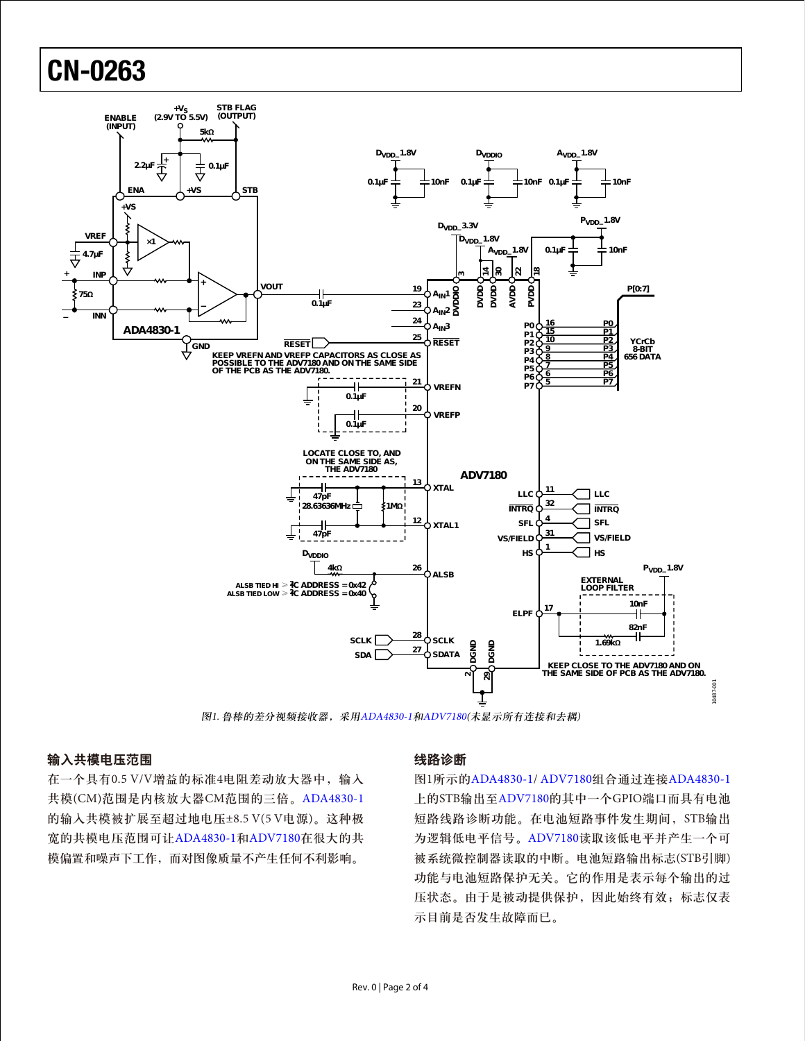# CN-0263

图1. 鲁棒的差分视频接收器，采用ADA4830-1和ADV7180(未显示所有连接和去耦)

## 输入共模电压范围

在一个具有0.5 V/V增益的标准4电阻差动放大器中，输入共模(CM)范围是内核放大器CM范围的三倍。ADA4830-1的输入共模被扩展至超过地电压±8.5 V(5 V电源)。这种极宽的共模电压范围可让ADA4830-1和ADV7180在很大的共模偏置和噪声下工作，而对图像质量不产生任何不利影响。

## 线路诊断

图1所示的ADA4830-1/ ADV7180组合通过连接ADA4830-1上的STB输出至ADV7180的其中一个GPIO端口而具有电池短路线路诊断功能。在电池短路事件发生期间，STB输出为逻辑低电平信号。ADV7180读取该低电平并产生一个可被系统微控制器读取的中断。电池短路输出标志(STB引脚)功能与电池短路保护无关。它的作用是表示每个输出的过压状态。由于是被动提供保护，因此始终有效；标志仅表示目前是否发生故障而已。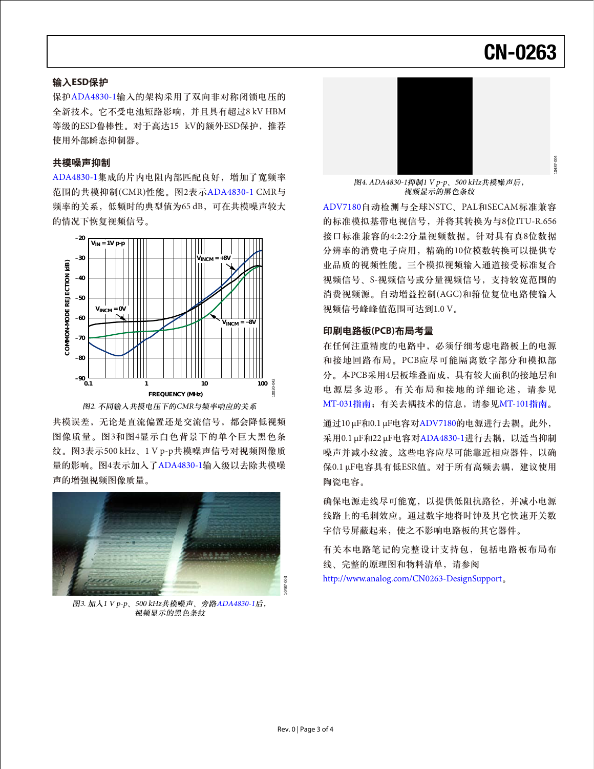## 输入ESD保护

保护ADA4830-1输入的架构采用了双向非对称闭锁电压的全新技术。它不受电池短路影响，并且具有超过8 kV HBM等级的ESD鲁棒性。对于高达15 kV的额外ESD保护，推荐使用外部瞬态抑制器。

## 共模噪声抑制

ADA4830-1集成的片内电阻内部匹配良好，增加了宽频率范围的共模抑制(CMR)性能。图2表示ADA4830-1 CMR与频率的关系，低频时的典型值为65 dB，可在共模噪声较大的情况下恢复视频信号。

图2. 不同输入共模电压下的CMR与频率响应的关系

共模误差，无论是直流偏置还是交流信号，都会降低视频图像质量。图3和图4显示白色背景下的单个巨大黑色条纹。图3表示500 kHz、1 V p-p共模噪声信号对视频图像质量的影响。图4表示加入了ADA4830-1输入级以去除共模噪声的增强视频图像质量。

图3. 加入1 V p-p、500 kHz共模噪声、旁路ADA4830-1后，视频显示的黑色条纹

图4. ADA4830-1抑制1 V p-p、500 kHz共模噪声后，视频显示的黑色条纹

ADV7180自动检测与全球NSTC、PAL和SECAM标准兼容的标准模拟基带电视信号，并将其转换为与8位ITU-R.656接口标准兼容的4:2:2分量视频数据。针对具有真8位数据分辨率的消费电子应用，精确的10位模数转换可以提供专业品质的视频性能。三个模拟视频输入通道接受标准复合视频信号、S-视频信号或分量视频信号，支持较宽范围的消费视频源。自动增益控制(AGC)和箝位复位电路使输入视频信号峰峰值范围可达到1.0 V。

## 印刷电路板(PCB)布局考量

在任何注重精度的电路中，必须仔细考虑电路板上的电源和接地回路布局。PCB应尽可能隔离数字部分和模拟部分。本PCB采用4层板堆叠而成，具有较大面积的接地层和电源层多边形。有关布局和接地的详细论述，请参见MT-031指南；有关去耦技术的信息，请参见MT-101指南。

通过10 µF和0.1 µF电容对ADV7180的电源进行去耦。此外，采用0.1 µF和22 µF电容对ADA4830-1进行去耦，以适当抑制噪声并减小纹波。这些电容应尽可能靠近相应器件，以确保0.1 µF电容具有低ESR值。对于所有高频去耦，建议使用陶瓷电容。

确保电源走线尽可能宽，以提供低阻抗路径，并减小电源线路上的毛刺效应。通过数字地将时钟及其它快速开关数字信号屏蔽起来，使之不影响电路板的其它器件。

有关本电路笔记的完整设计支持包，包括电路板布局布线、完整的原理图和物料清单，请参阅 http://www.analog.com/CN0263-DesignSupport。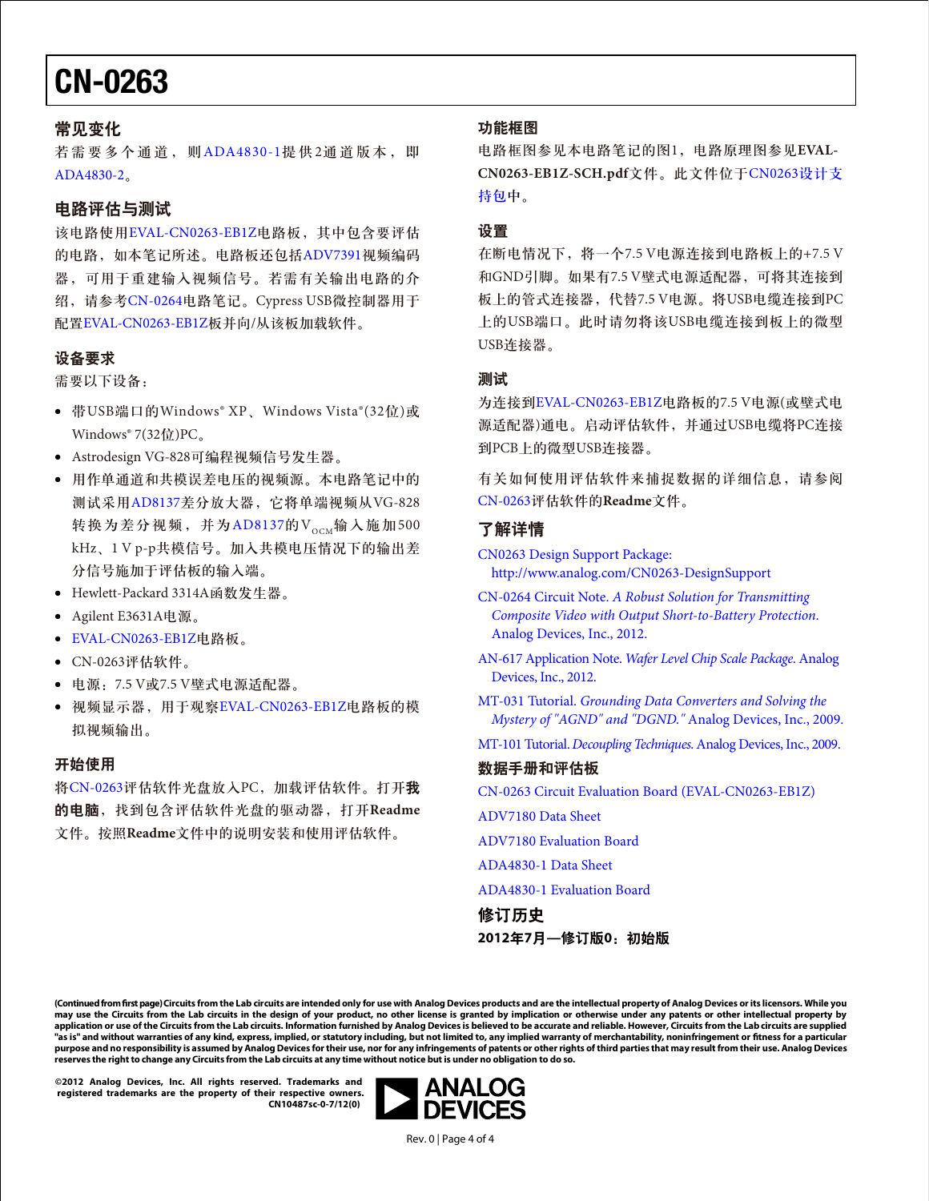## 常见变化

若需要多个通道，则ADA4830-1提供2通道版本，即ADA4830-2。

## 电路评估与测试

该电路使用EVAL-CN0263-EB1Z电路板，其中包含要评估的电路，如本笔记所述。电路板还包括ADV7391视频编码器，可用于重建输入视频信号。若需有关输出电路的介绍，请参考CN-0264电路笔记。Cypress USB微控制器用于配置EVAL-CN0263-EB1Z板并向/从该板加载软件。

### 设备要求

需要以下设备：

- 带USB端口的Windows® XP、Windows Vista®(32位)或Windows® 7(32位)PC。
- Astrodesign VG-828可编程视频信号发生器。
- 用作单通道和共模误差电压的视频源。本电路笔记中的测试采用AD8137差分放大器，它将单端视频从VG-828转换为差分视频，并为AD8137的$V_{OCM}$输入施加500 kHz、1 V p-p共模信号。加入共模电压情况下的输出差分信号施加于评估板的输入端。
- Hewlett-Packard 3314A函数发生器。
- Agilent E3631A电源。
- EVAL-CN0263-EB1Z电路板。
- CN-0263评估软件。
- 电源：7.5 V或7.5 V壁式电源适配器。
- 视频显示器，用于观察EVAL-CN0263-EB1Z电路板的模拟视频输出。

### 开始使用

将CN-0263评估软件光盘放入PC，加载评估软件。打开**我的电脑**，找到包含评估软件光盘的驱动器，打开**Readme**文件。按照**Readme**文件中的说明安装和使用评估软件。

### 功能框图

电路框图参见本电路笔记的图1，电路原理图参见**EVAL-CN0263-EB1Z-SCH.pdf**文件。此文件位于CN0263设计支持包中。

### 设置

在断电情况下，将一个7.5 V电源连接到电路板上的+7.5 V和GND引脚。如果有7.5 V壁式电源适配器，可将其连接到板上的管式连接器，代替7.5 V电源。将USB电缆连接到PC上的USB端口。此时请勿将该USB电缆连接到板上的微型USB连接器。

### 测试

为连接到EVAL-CN0263-EB1Z电路板的7.5 V电源(或壁式电源适配器)通电。启动评估软件，并通过USB电缆将PC连接到PCB上的微型USB连接器。

有关如何使用评估软件来捕捉数据的详细信息，请参阅CN-0263评估软件的**Readme**文件。

## 了解详情

CN0263 Design Support Package: http://www.analog.com/CN0263-DesignSupport

CN-0264 Circuit Note. *A Robust Solution for Transmitting Composite Video with Output Short-to-Battery Protection.* Analog Devices, Inc., 2012.

AN-617 Application Note. *Wafer Level Chip Scale Package.* Analog Devices, Inc., 2012.

MT-031 Tutorial. *Grounding Data Converters and Solving the Mystery of "AGND" and "DGND."* Analog Devices, Inc., 2009.

MT-101 Tutorial. *Decoupling Techniques.* Analog Devices, Inc., 2009.

## 数据手册和评估板

CN-0263 Circuit Evaluation Board (EVAL-CN0263-EB1Z)

ADV7180 Data Sheet

ADV7180 Evaluation Board

ADA4830-1 Data Sheet

ADA4830-1 Evaluation Board

## 修订历史

**2012年7月—修订版0：初始版**

**(Continued from first page) Circuits from the Lab circuits are intended only for use with Analog Devices products and are the intellectual property of Analog Devices or its licensors. While you may use the Circuits from the Lab circuits in the design of your product, no other license is granted by implication or otherwise under any patents or other intellectual property by application or use of the Circuits from the Lab circuits. Information furnished by Analog Devices is believed to be accurate and reliable. However, Circuits from the Lab circuits are supplied "as is" and without warranties of any kind, express, implied, or statutory including, but not limited to, any implied warranty of merchantability, noninfringement or fitness for a particular purpose and no responsibility is assumed by Analog Devices for their use, nor for any infringements of patents or other rights of third parties that may result from their use. Analog Devices reserves the right to change any Circuits from the Lab circuits at any time without notice but is under no obligation to do so.**

**©2012 Analog Devices, Inc. All rights reserved. Trademarks and registered trademarks are the property of their respective owners.**
**CN10487sc-0-7/12(0)**